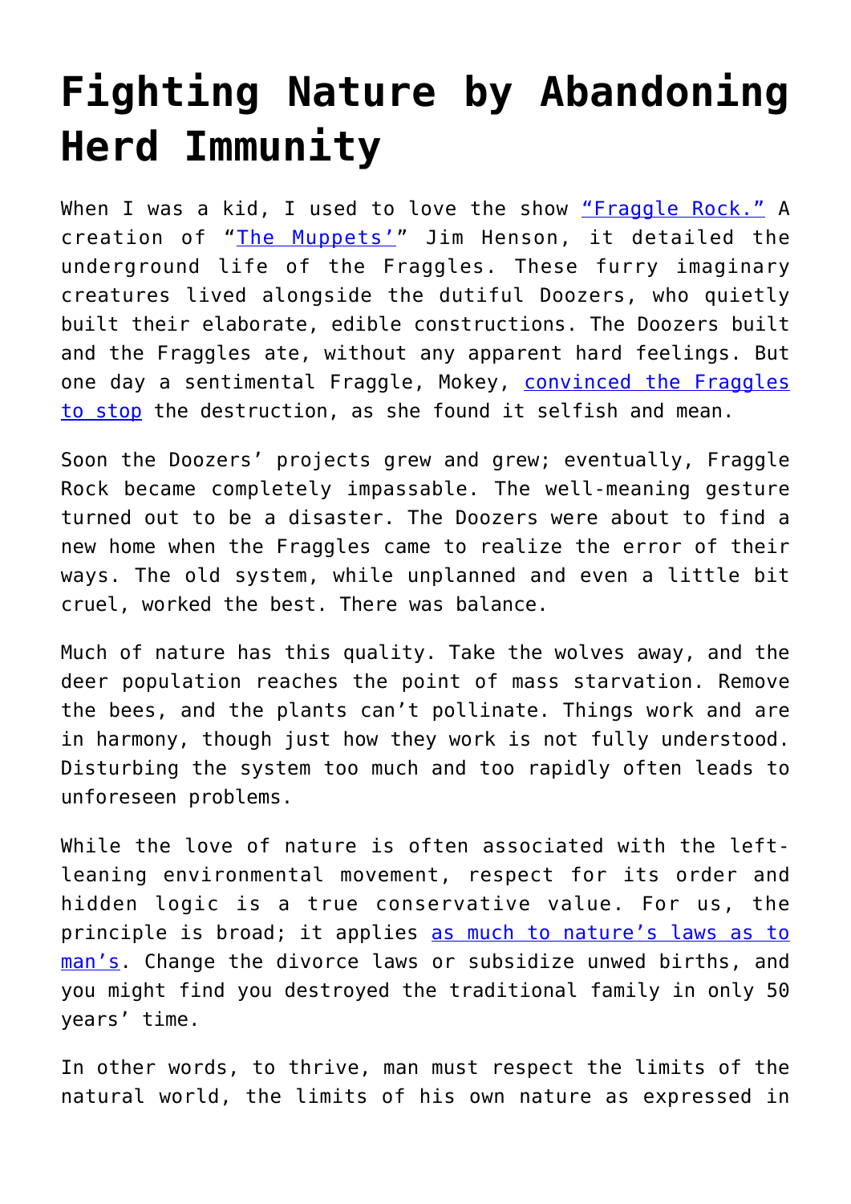# Fighting Nature by Abandoning Herd Immunity

When I was a kid, I used to love the show "Fraggle Rock." A creation of "The Muppets'" Jim Henson, it detailed the underground life of the Fraggles. These furry imaginary creatures lived alongside the dutiful Doozers, who quietly built their elaborate, edible constructions. The Doozers built and the Fraggles ate, without any apparent hard feelings. But one day a sentimental Fraggle, Mokey, convinced the Fraggles to stop the destruction, as she found it selfish and mean.

Soon the Doozers' projects grew and grew; eventually, Fraggle Rock became completely impassable. The well-meaning gesture turned out to be a disaster. The Doozers were about to find a new home when the Fraggles came to realize the error of their ways. The old system, while unplanned and even a little bit cruel, worked the best. There was balance.

Much of nature has this quality. Take the wolves away, and the deer population reaches the point of mass starvation. Remove the bees, and the plants can't pollinate. Things work and are in harmony, though just how they work is not fully understood. Disturbing the system too much and too rapidly often leads to unforeseen problems.

While the love of nature is often associated with the left-leaning environmental movement, respect for its order and hidden logic is a true conservative value. For us, the principle is broad; it applies as much to nature's laws as to man's. Change the divorce laws or subsidize unwed births, and you might find you destroyed the traditional family in only 50 years' time.

In other words, to thrive, man must respect the limits of the natural world, the limits of his own nature as expressed in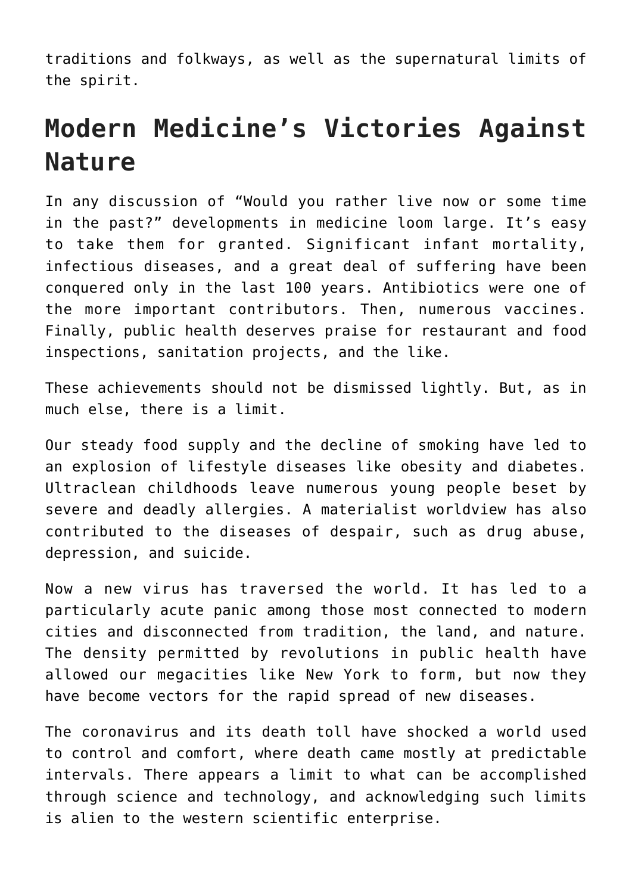traditions and folkways, as well as the supernatural limits of the spirit.

## Modern Medicine's Victories Against Nature

In any discussion of "Would you rather live now or some time in the past?" developments in medicine loom large. It's easy to take them for granted. Significant infant mortality, infectious diseases, and a great deal of suffering have been conquered only in the last 100 years. Antibiotics were one of the more important contributors. Then, numerous vaccines. Finally, public health deserves praise for restaurant and food inspections, sanitation projects, and the like.

These achievements should not be dismissed lightly. But, as in much else, there is a limit.

Our steady food supply and the decline of smoking have led to an explosion of lifestyle diseases like obesity and diabetes. Ultraclean childhoods leave numerous young people beset by severe and deadly allergies. A materialist worldview has also contributed to the diseases of despair, such as drug abuse, depression, and suicide.

Now a new virus has traversed the world. It has led to a particularly acute panic among those most connected to modern cities and disconnected from tradition, the land, and nature. The density permitted by revolutions in public health have allowed our megacities like New York to form, but now they have become vectors for the rapid spread of new diseases.

The coronavirus and its death toll have shocked a world used to control and comfort, where death came mostly at predictable intervals. There appears a limit to what can be accomplished through science and technology, and acknowledging such limits is alien to the western scientific enterprise.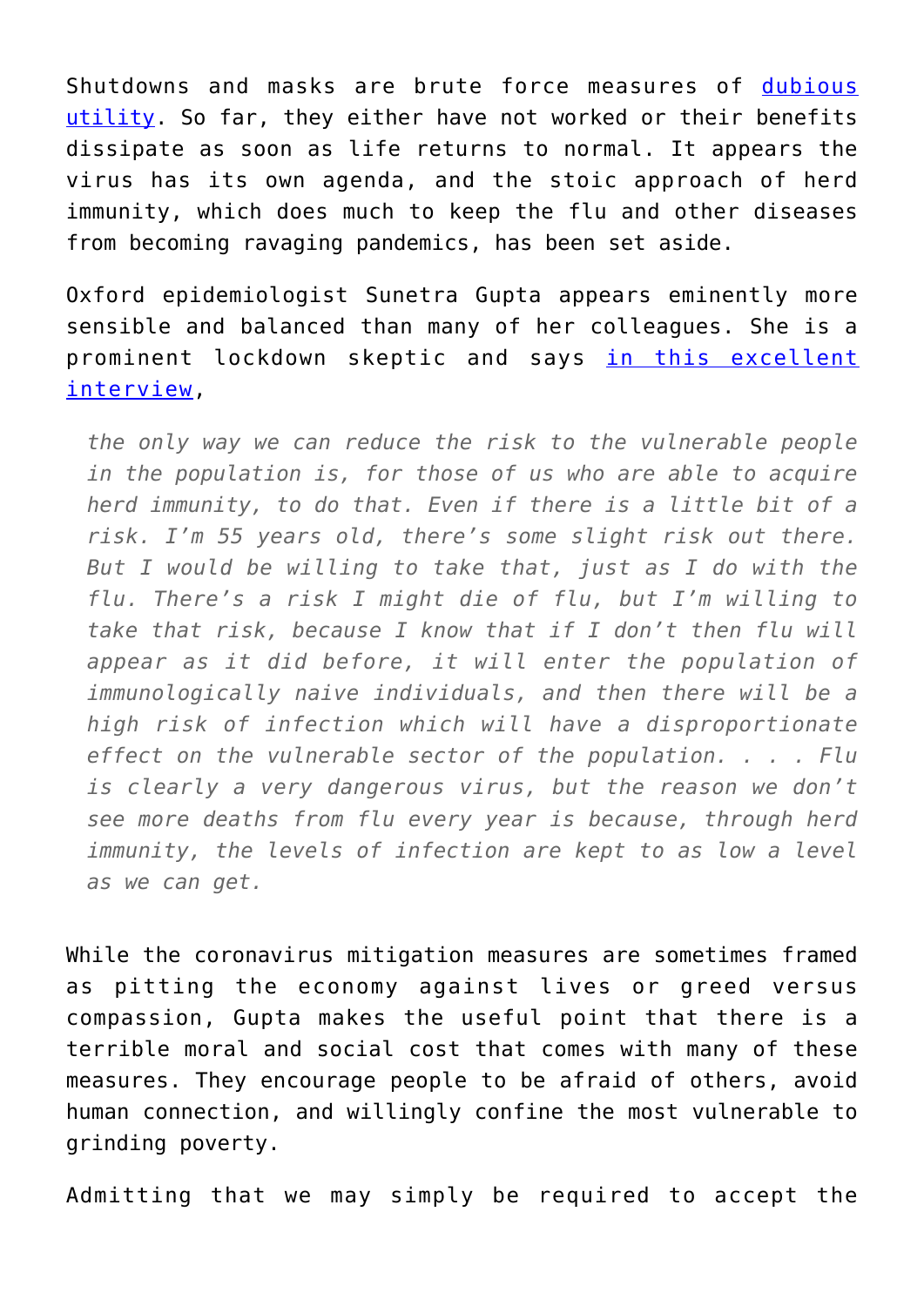Shutdowns and masks are brute force measures of dubious utility. So far, they either have not worked or their benefits dissipate as soon as life returns to normal. It appears the virus has its own agenda, and the stoic approach of herd immunity, which does much to keep the flu and other diseases from becoming ravaging pandemics, has been set aside.

Oxford epidemiologist Sunetra Gupta appears eminently more sensible and balanced than many of her colleagues. She is a prominent lockdown skeptic and says in this excellent interview,

> *the only way we can reduce the risk to the vulnerable people in the population is, for those of us who are able to acquire herd immunity, to do that. Even if there is a little bit of a risk. I'm 55 years old, there's some slight risk out there. But I would be willing to take that, just as I do with the flu. There's a risk I might die of flu, but I'm willing to take that risk, because I know that if I don't then flu will appear as it did before, it will enter the population of immunologically naive individuals, and then there will be a high risk of infection which will have a disproportionate effect on the vulnerable sector of the population. . . . Flu is clearly a very dangerous virus, but the reason we don't see more deaths from flu every year is because, through herd immunity, the levels of infection are kept to as low a level as we can get.*

While the coronavirus mitigation measures are sometimes framed as pitting the economy against lives or greed versus compassion, Gupta makes the useful point that there is a terrible moral and social cost that comes with many of these measures. They encourage people to be afraid of others, avoid human connection, and willingly confine the most vulnerable to grinding poverty.

Admitting that we may simply be required to accept the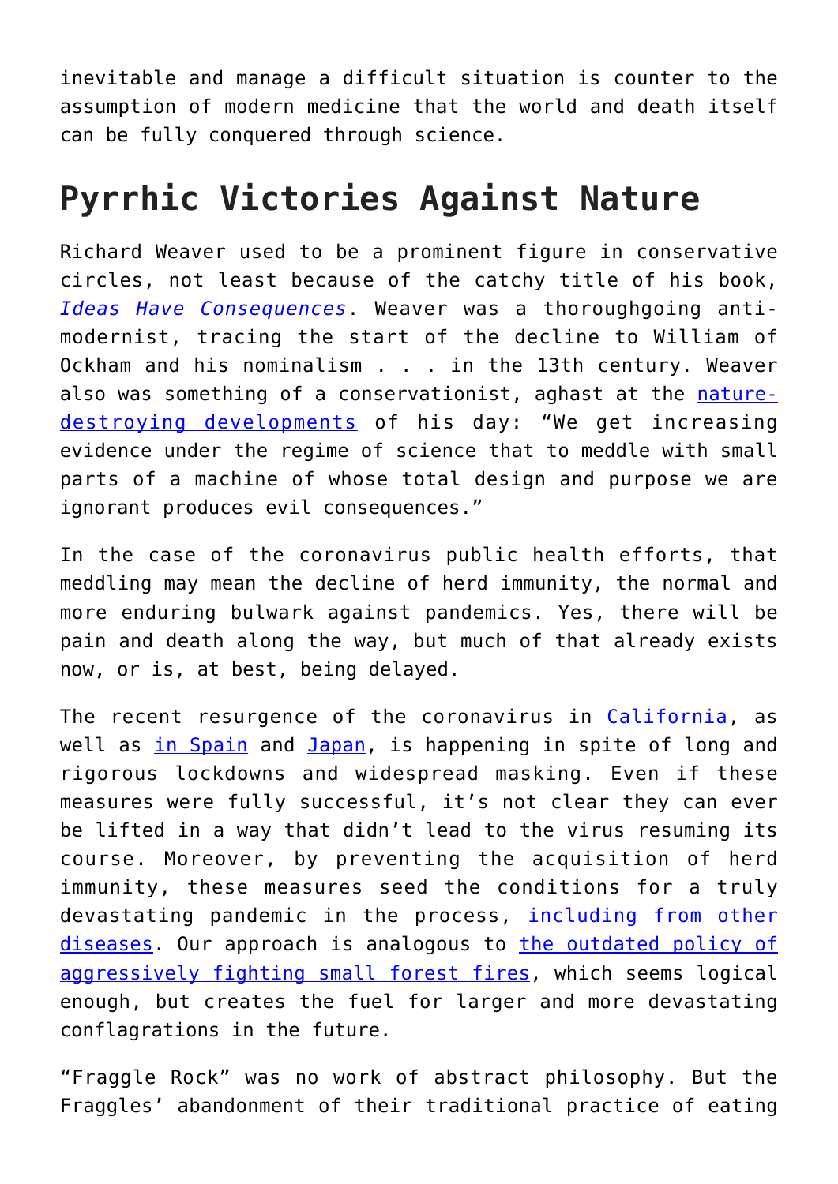inevitable and manage a difficult situation is counter to the assumption of modern medicine that the world and death itself can be fully conquered through science.

## Pyrrhic Victories Against Nature

Richard Weaver used to be a prominent figure in conservative circles, not least because of the catchy title of his book, *Ideas Have Consequences*. Weaver was a thoroughgoing anti-modernist, tracing the start of the decline to William of Ockham and his nominalism . . . in the 13th century. Weaver also was something of a conservationist, aghast at the nature-destroying developments of his day: “We get increasing evidence under the regime of science that to meddle with small parts of a machine of whose total design and purpose we are ignorant produces evil consequences.”

In the case of the coronavirus public health efforts, that meddling may mean the decline of herd immunity, the normal and more enduring bulwark against pandemics. Yes, there will be pain and death along the way, but much of that already exists now, or is, at best, being delayed.

The recent resurgence of the coronavirus in California, as well as in Spain and Japan, is happening in spite of long and rigorous lockdowns and widespread masking. Even if these measures were fully successful, it’s not clear they can ever be lifted in a way that didn’t lead to the virus resuming its course. Moreover, by preventing the acquisition of herd immunity, these measures seed the conditions for a truly devastating pandemic in the process, including from other diseases. Our approach is analogous to the outdated policy of aggressively fighting small forest fires, which seems logical enough, but creates the fuel for larger and more devastating conflagrations in the future.

“Fraggle Rock” was no work of abstract philosophy. But the Fraggles’ abandonment of their traditional practice of eating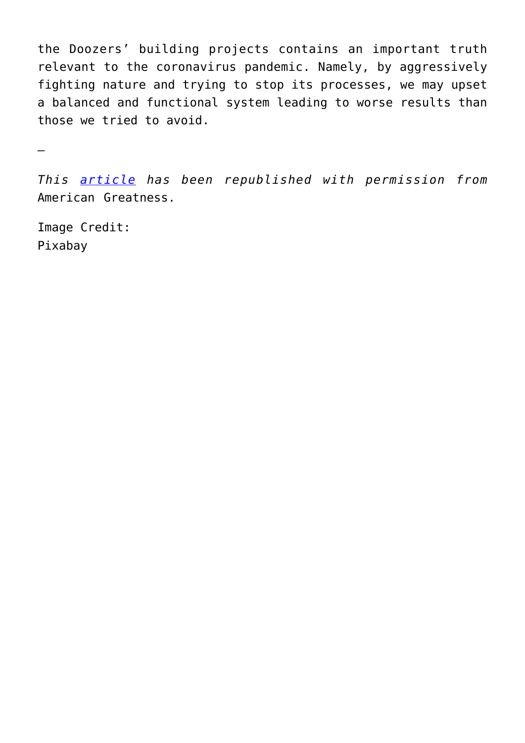the Doozers' building projects contains an important truth relevant to the coronavirus pandemic. Namely, by aggressively fighting nature and trying to stop its processes, we may upset a balanced and functional system leading to worse results than those we tried to avoid.

—

*This [article](#) has been republished with permission from* American Greatness.

Image Credit:
Pixabay